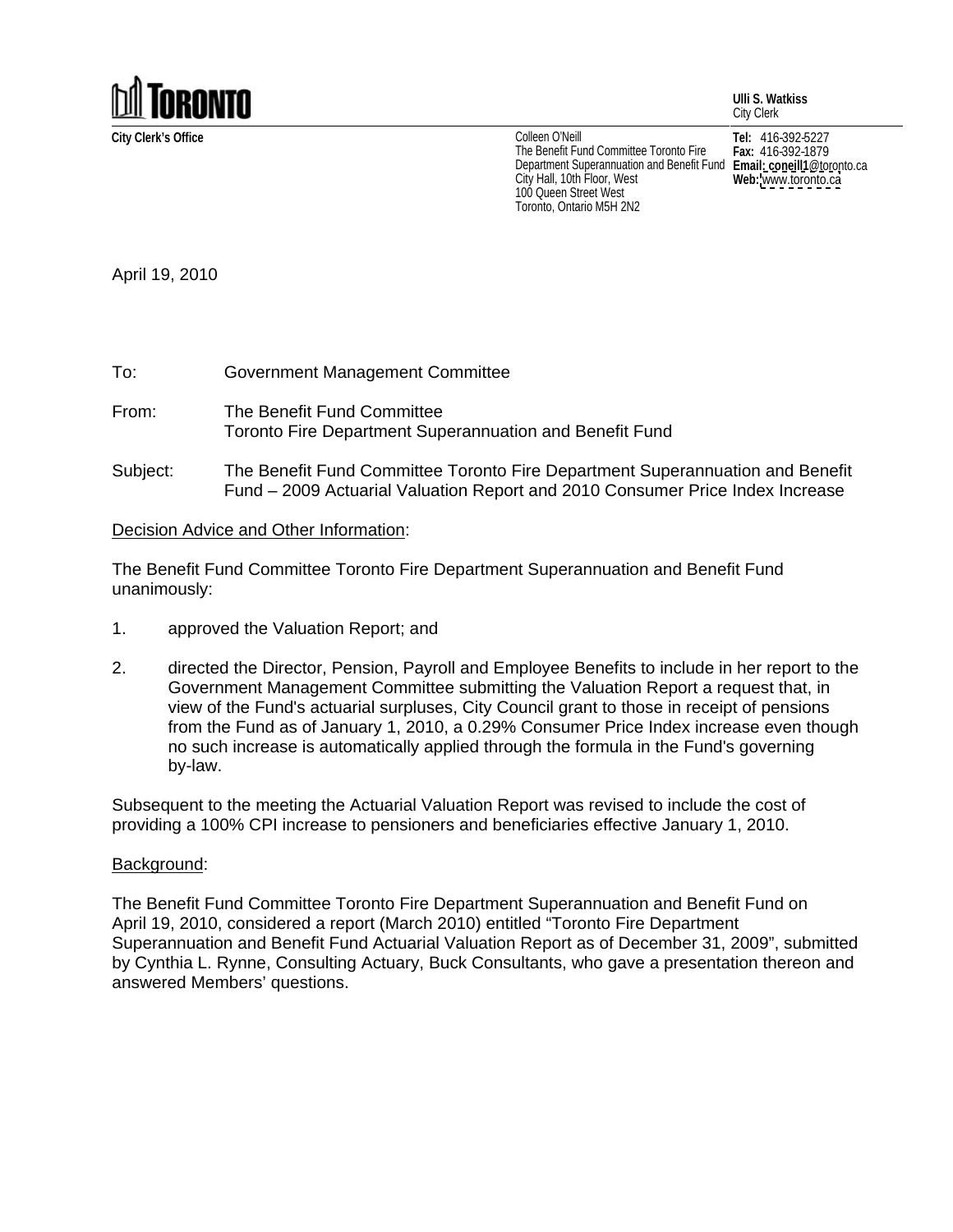**TORONTO**

**Ulli S. Watkiss**
City Clerk

**City Clerk's Office**

Colleen O'Neill
The Benefit Fund Committee Toronto Fire Department Superannuation and Benefit Fund
City Hall, 10th Floor, West
100 Queen Street West
Toronto, Ontario M5H 2N2

**Tel:** 416-392-5227
**Fax:** 416-392-1879
**Email: coneill1**@toronto.ca
**Web:** www.toronto.ca

April 19, 2010

To: Government Management Committee

From: The Benefit Fund Committee
Toronto Fire Department Superannuation and Benefit Fund

Subject: The Benefit Fund Committee Toronto Fire Department Superannuation and Benefit Fund – 2009 Actuarial Valuation Report and 2010 Consumer Price Index Increase

Decision Advice and Other Information:

The Benefit Fund Committee Toronto Fire Department Superannuation and Benefit Fund unanimously:

1. approved the Valuation Report; and

2. directed the Director, Pension, Payroll and Employee Benefits to include in her report to the Government Management Committee submitting the Valuation Report a request that, in view of the Fund's actuarial surpluses, City Council grant to those in receipt of pensions from the Fund as of January 1, 2010, a 0.29% Consumer Price Index increase even though no such increase is automatically applied through the formula in the Fund's governing by-law.

Subsequent to the meeting the Actuarial Valuation Report was revised to include the cost of providing a 100% CPI increase to pensioners and beneficiaries effective January 1, 2010.

Background:

The Benefit Fund Committee Toronto Fire Department Superannuation and Benefit Fund on April 19, 2010, considered a report (March 2010) entitled "Toronto Fire Department Superannuation and Benefit Fund Actuarial Valuation Report as of December 31, 2009", submitted by Cynthia L. Rynne, Consulting Actuary, Buck Consultants, who gave a presentation thereon and answered Members' questions.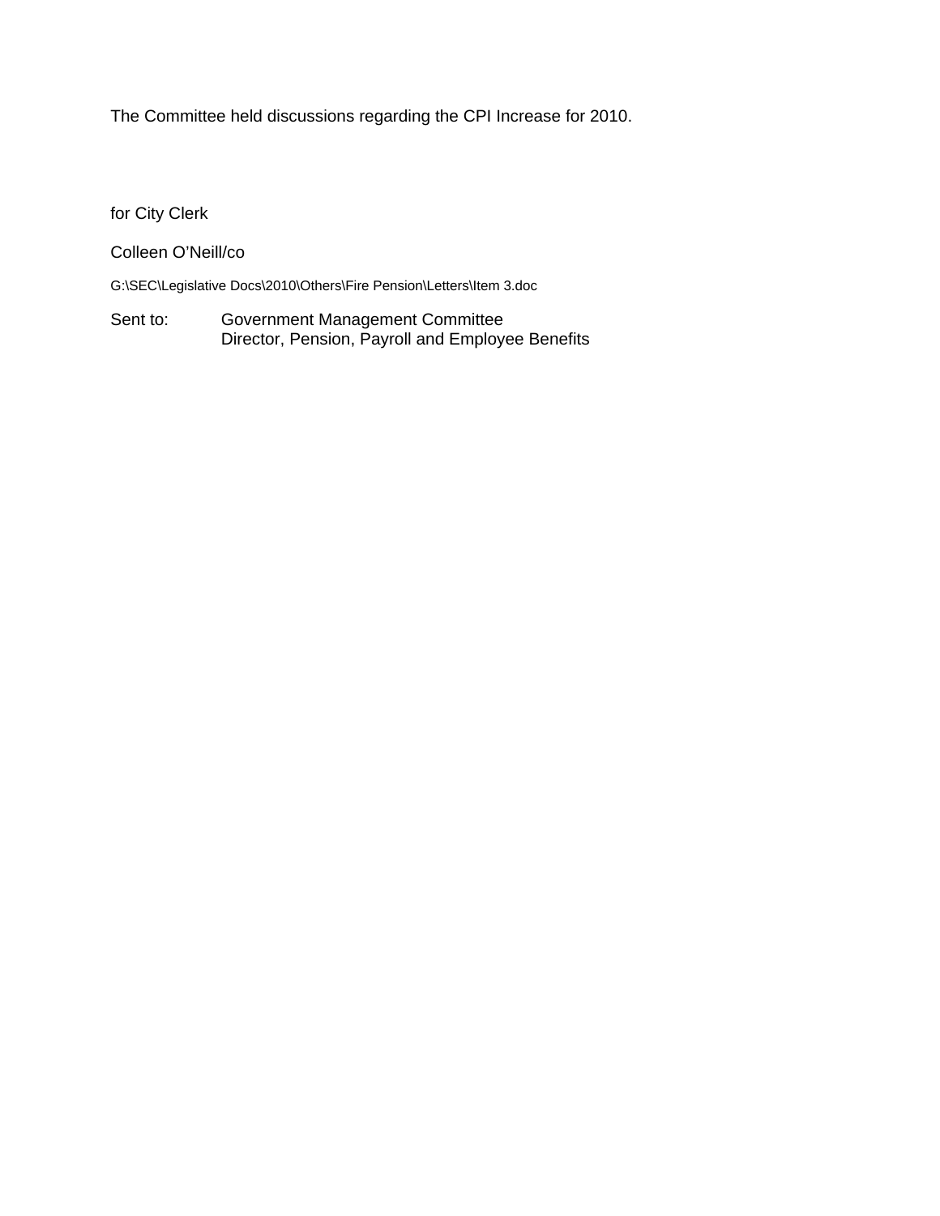The Committee held discussions regarding the CPI Increase for 2010.

for City Clerk

Colleen O'Neill/co

G:\SEC\Legislative Docs\2010\Others\Fire Pension\Letters\Item 3.doc

Sent to: Government Management Committee
Director, Pension, Payroll and Employee Benefits